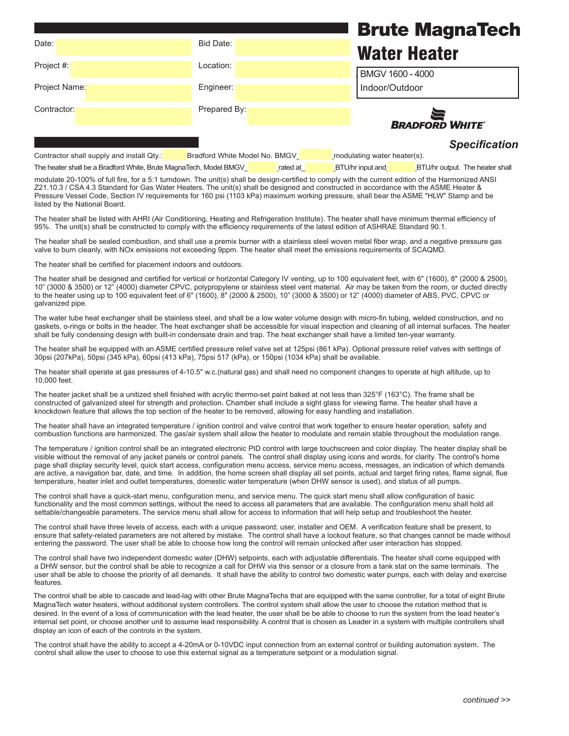# Brute MagnaTech Water Heater

BMGV 1600 - 4000
Indoor/Outdoor

BRADFORD WHITE®

| Date: | | Bid Date: | |
|---|---|---|---|
| Project #: | | Location: | |
| Project Name: | | Engineer: | |
| Contractor: | | Prepared By: | |

## *Specification*

Contractor shall supply and install Qty.:_____ Bradford White Model No. BMGV_______ modulating water heater(s).

The heater shall be a Bradford White, Brute MagnaTech, Model BMGV_______ rated at_______ BTU/hr input and_______ BTU/hr output. The heater shall modulate 20-100% of full fire, for a 5:1 turndown. The unit(s) shall be design-certified to comply with the current edition of the Harmonized ANSI Z21.10.3 / CSA 4.3 Standard for Gas Water Heaters. The unit(s) shall be designed and constructed in accordance with the ASME Heater & Pressure Vessel Code, Section IV requirements for 160 psi (1103 kPa) maximum working pressure, shall bear the ASME "HLW" Stamp and be listed by the National Board.

The heater shall be listed with AHRI (Air Conditioning, Heating and Refrigeration Institute). The heater shall have minimum thermal efficiency of 95%. The unit(s) shall be constructed to comply with the efficiency requirements of the latest edition of ASHRAE Standard 90.1.

The heater shall be sealed combustion, and shall use a premix burner with a stainless steel woven metal fiber wrap, and a negative pressure gas valve to burn cleanly, with NOx emissions not exceeding 9ppm. The heater shall meet the emissions requirements of SCAQMD.

The heater shall be certified for placement indoors and outdoors.

The heater shall be designed and certified for vertical or horizontal Category IV venting, up to 100 equivalent feet, with 6" (1600), 8" (2000 & 2500), 10" (3000 & 3500) or 12" (4000) diameter CPVC, polypropylene or stainless steel vent material. Air may be taken from the room, or ducted directly to the heater using up to 100 equivalent feet of 6" (1600), 8" (2000 & 2500), 10" (3000 & 3500) or 12" (4000) diameter of ABS, PVC, CPVC or galvanized pipe.

The water tube heat exchanger shall be stainless steel, and shall be a low water volume design with micro-fin tubing, welded construction, and no gaskets, o-rings or bolts in the header. The heat exchanger shall be accessible for visual inspection and cleaning of all internal surfaces. The heater shall be fully condensing design with built-in condensate drain and trap. The heat exchanger shall have a limited ten-year warranty.

The heater shall be equipped with an ASME certified pressure relief valve set at 125psi (861 kPa). Optional pressure relief valves with settings of 30psi (207kPa), 50psi (345 kPa), 60psi (413 kPa), 75psi 517 (kPa), or 150psi (1034 kPa) shall be available.

The heater shall operate at gas pressures of 4-10.5" w.c.(natural gas) and shall need no component changes to operate at high altitude, up to 10,000 feet.

The heater jacket shall be a unitized shell finished with acrylic thermo-set paint baked at not less than 325°F (163°C). The frame shall be constructed of galvanized steel for strength and protection. Chamber shall include a sight glass for viewing flame. The heater shall have a knockdown feature that allows the top section of the heater to be removed, allowing for easy handling and installation.

The heater shall have an integrated temperature / ignition control and valve control that work together to ensure heater operation, safety and combustion functions are harmonized. The gas/air system shall allow the heater to modulate and remain stable throughout the modulation range.

The temperature / ignition control shall be an integrated electronic PID control with large touchscreen and color display. The heater display shall be visible without the removal of any jacket panels or control panels. The control shall display using icons and words, for clarity. The control's home page shall display security level, quick start access, configuration menu access, service menu access, messages, an indication of which demands are active, a navigation bar, date, and time. In addition, the home screen shall display all set points, actual and target firing rates, flame signal, flue temperature, heater inlet and outlet temperatures, domestic water temperature (when DHW sensor is used), and status of all pumps.

The control shall have a quick-start menu, configuration menu, and service menu. The quick start menu shall allow configuration of basic functionality and the most common settings, without the need to access all parameters that are available. The configuration menu shall hold all settable/changeable parameters. The service menu shall allow for access to information that will help setup and troubleshoot the heater.

The control shall have three levels of access, each with a unique password; user, installer and OEM. A verification feature shall be present, to ensure that safety-related parameters are not altered by mistake. The control shall have a lockout feature, so that changes cannot be made without entering the password. The user shall be able to choose how long the control will remain unlocked after user interaction has stopped.

The control shall have two independent domestic water (DHW) setpoints, each with adjustable differentials. The heater shall come equipped with a DHW sensor, but the control shall be able to recognize a call for DHW via this sensor or a closure from a tank stat on the same terminals. The user shall be able to choose the priority of all demands. It shall have the ability to control two domestic water pumps, each with delay and exercise features.

The control shall be able to cascade and lead-lag with other Brute MagnaTechs that are equipped with the same controller, for a total of eight Brute MagnaTech water heaters, without additional system controllers. The control system shall allow the user to choose the rotation method that is desired. In the event of a loss of communication with the lead heater, the user shall be be able to choose to run the system from the lead heater's internal set point, or choose another unit to assume lead responsibility. A control that is chosen as Leader in a system with multiple controllers shall display an icon of each of the controls in the system.

The control shall have the ability to accept a 4-20mA or 0-10VDC input connection from an external control or building automation system. The control shall allow the user to choose to use this external signal as a temperature setpoint or a modulation signal.

*continued >>*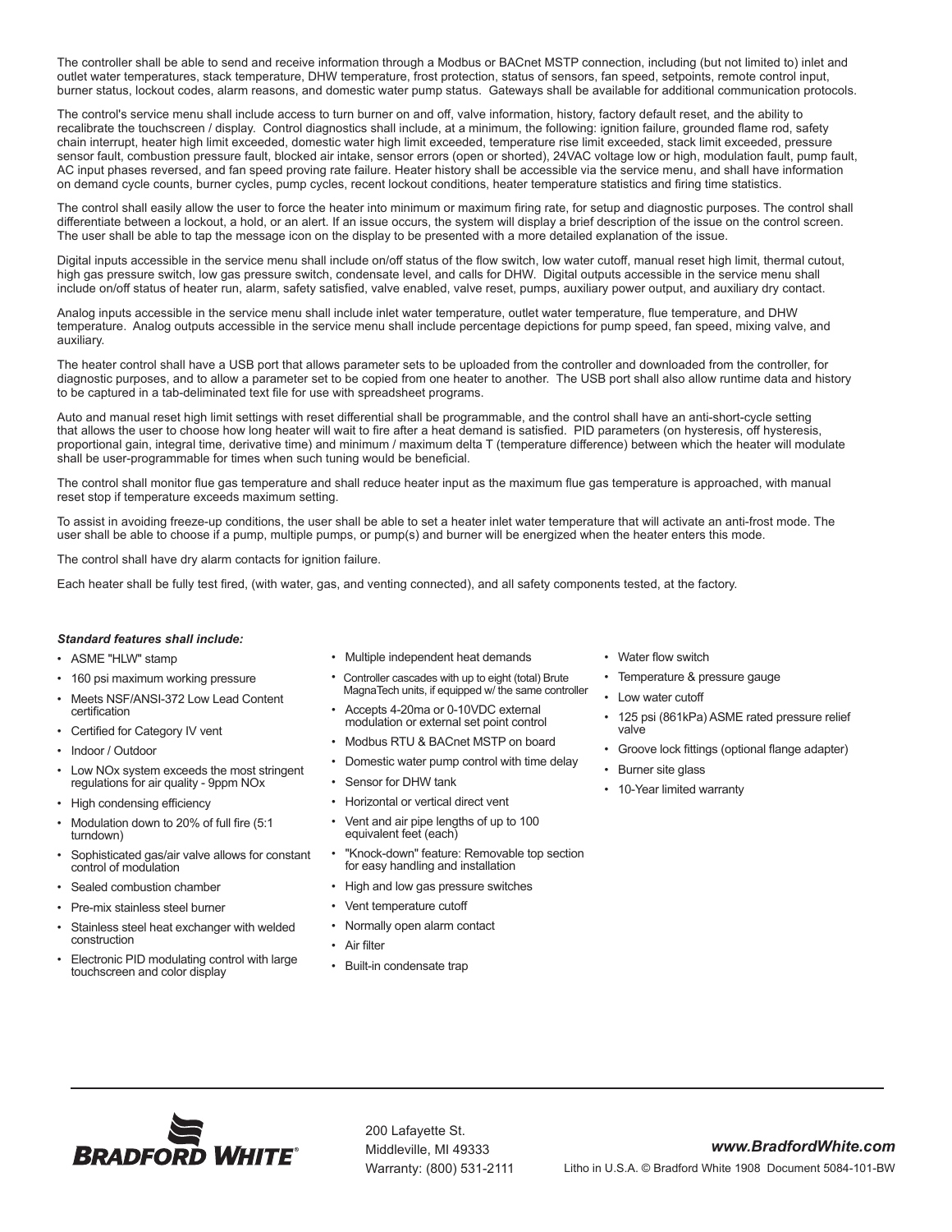The controller shall be able to send and receive information through a Modbus or BACnet MSTP connection, including (but not limited to) inlet and outlet water temperatures, stack temperature, DHW temperature, frost protection, status of sensors, fan speed, setpoints, remote control input, burner status, lockout codes, alarm reasons, and domestic water pump status. Gateways shall be available for additional communication protocols.

The control's service menu shall include access to turn burner on and off, valve information, history, factory default reset, and the ability to recalibrate the touchscreen / display. Control diagnostics shall include, at a minimum, the following: ignition failure, grounded flame rod, safety chain interrupt, heater high limit exceeded, domestic water high limit exceeded, temperature rise limit exceeded, stack limit exceeded, pressure sensor fault, combustion pressure fault, blocked air intake, sensor errors (open or shorted), 24VAC voltage low or high, modulation fault, pump fault, AC input phases reversed, and fan speed proving rate failure. Heater history shall be accessible via the service menu, and shall have information on demand cycle counts, burner cycles, pump cycles, recent lockout conditions, heater temperature statistics and firing time statistics.

The control shall easily allow the user to force the heater into minimum or maximum firing rate, for setup and diagnostic purposes. The control shall differentiate between a lockout, a hold, or an alert. If an issue occurs, the system will display a brief description of the issue on the control screen. The user shall be able to tap the message icon on the display to be presented with a more detailed explanation of the issue.

Digital inputs accessible in the service menu shall include on/off status of the flow switch, low water cutoff, manual reset high limit, thermal cutout, high gas pressure switch, low gas pressure switch, condensate level, and calls for DHW. Digital outputs accessible in the service menu shall include on/off status of heater run, alarm, safety satisfied, valve enabled, valve reset, pumps, auxiliary power output, and auxiliary dry contact.

Analog inputs accessible in the service menu shall include inlet water temperature, outlet water temperature, flue temperature, and DHW temperature. Analog outputs accessible in the service menu shall include percentage depictions for pump speed, fan speed, mixing valve, and auxiliary.

The heater control shall have a USB port that allows parameter sets to be uploaded from the controller and downloaded from the controller, for diagnostic purposes, and to allow a parameter set to be copied from one heater to another. The USB port shall also allow runtime data and history to be captured in a tab-deliminated text file for use with spreadsheet programs.

Auto and manual reset high limit settings with reset differential shall be programmable, and the control shall have an anti-short-cycle setting that allows the user to choose how long heater will wait to fire after a heat demand is satisfied. PID parameters (on hysteresis, off hysteresis, proportional gain, integral time, derivative time) and minimum / maximum delta T (temperature difference) between which the heater will modulate shall be user-programmable for times when such tuning would be beneficial.

The control shall monitor flue gas temperature and shall reduce heater input as the maximum flue gas temperature is approached, with manual reset stop if temperature exceeds maximum setting.

To assist in avoiding freeze-up conditions, the user shall be able to set a heater inlet water temperature that will activate an anti-frost mode. The user shall be able to choose if a pump, multiple pumps, or pump(s) and burner will be energized when the heater enters this mode.

The control shall have dry alarm contacts for ignition failure.

Each heater shall be fully test fired, (with water, gas, and venting connected), and all safety components tested, at the factory.

***Standard features shall include:***

- ASME "HLW" stamp
- 160 psi maximum working pressure
- Meets NSF/ANSI-372 Low Lead Content certification
- Certified for Category IV vent
- Indoor / Outdoor
- Low NOx system exceeds the most stringent regulations for air quality - 9ppm NOx
- High condensing efficiency
- Modulation down to 20% of full fire (5:1 turndown)
- Sophisticated gas/air valve allows for constant control of modulation
- Sealed combustion chamber
- Pre-mix stainless steel burner
- Stainless steel heat exchanger with welded construction
- Electronic PID modulating control with large touchscreen and color display
- Multiple independent heat demands
- Controller cascades with up to eight (total) Brute MagnaTech units, if equipped w/ the same controller
- Accepts 4-20ma or 0-10VDC external modulation or external set point control
- Modbus RTU & BACnet MSTP on board
- Domestic water pump control with time delay
- Sensor for DHW tank
- Horizontal or vertical direct vent
- Vent and air pipe lengths of up to 100 equivalent feet (each)
- "Knock-down" feature: Removable top section for easy handling and installation
- High and low gas pressure switches
- Vent temperature cutoff
- Normally open alarm contact
- Air filter
- Built-in condensate trap
- Water flow switch
- Temperature & pressure gauge
- Low water cutoff
- 125 psi (861kPa) ASME rated pressure relief valve
- Groove lock fittings (optional flange adapter)
- Burner site glass
- 10-Year limited warranty

BRADFORD WHITE®

200 Lafayette St.
Middleville, MI 49333
Warranty: (800) 531-2111

***www.BradfordWhite.com***

Litho in U.S.A. © Bradford White 1908 Document 5084-101-BW